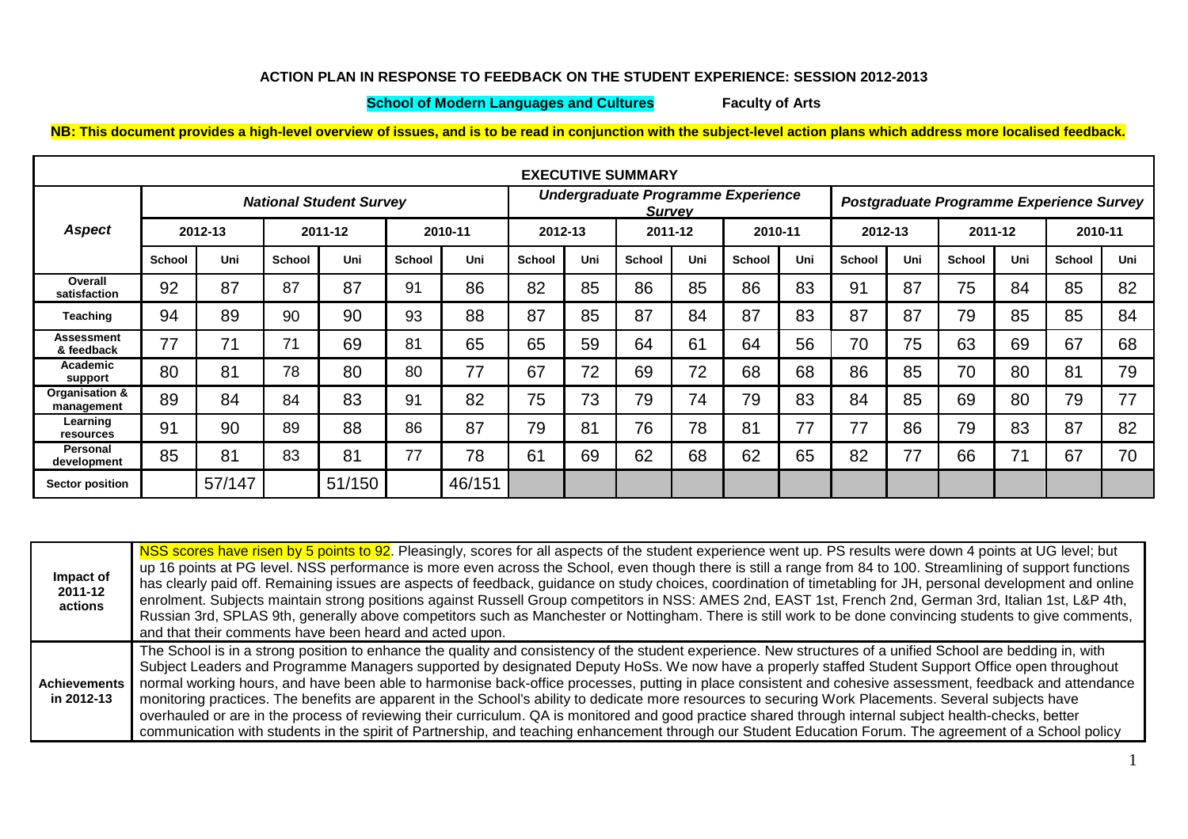**ACTION PLAN IN RESPONSE TO FEEDBACK ON THE STUDENT EXPERIENCE: SESSION 2012-2013**

**School of Modern Languages and Cultures** **Faculty of Arts**

**NB: This document provides a high-level overview of issues, and is to be read in conjunction with the subject-level action plans which address more localised feedback.**

| **EXECUTIVE SUMMARY** | | | | | | | | | | | | | | | | | | |
|---|---|---|---|---|---|---|---|---|---|---|---|---|---|---|---|---|---|---|
| ***Aspect*** | ***National Student Survey*** | | | | | | ***Undergraduate Programme Experience Survey*** | | | | | | ***Postgraduate Programme Experience Survey*** | | | | | |
| | **2012-13** | | **2011-12** | | **2010-11** | | **2012-13** | | **2011-12** | | **2010-11** | | **2012-13** | | **2011-12** | | **2010-11** | |
| | **School** | **Uni** | **School** | **Uni** | **School** | **Uni** | **School** | **Uni** | **School** | **Uni** | **School** | **Uni** | **School** | **Uni** | **School** | **Uni** | **School** | **Uni** |
| **Overall satisfaction** | 92 | 87 | 87 | 87 | 91 | 86 | 82 | 85 | 86 | 85 | 86 | 83 | 91 | 87 | 75 | 84 | 85 | 82 |
| **Teaching** | 94 | 89 | 90 | 90 | 93 | 88 | 87 | 85 | 87 | 84 | 87 | 83 | 87 | 87 | 79 | 85 | 85 | 84 |
| **Assessment & feedback** | 77 | 71 | 71 | 69 | 81 | 65 | 65 | 59 | 64 | 61 | 64 | 56 | 70 | 75 | 63 | 69 | 67 | 68 |
| **Academic support** | 80 | 81 | 78 | 80 | 80 | 77 | 67 | 72 | 69 | 72 | 68 | 68 | 86 | 85 | 70 | 80 | 81 | 79 |
| **Organisation & management** | 89 | 84 | 84 | 83 | 91 | 82 | 75 | 73 | 79 | 74 | 79 | 83 | 84 | 85 | 69 | 80 | 79 | 77 |
| **Learning resources** | 91 | 90 | 89 | 88 | 86 | 87 | 79 | 81 | 76 | 78 | 81 | 77 | 77 | 86 | 79 | 83 | 87 | 82 |
| **Personal development** | 85 | 81 | 83 | 81 | 77 | 78 | 61 | 69 | 62 | 68 | 62 | 65 | 82 | 77 | 66 | 71 | 67 | 70 |
| **Sector position** | | 57/147 | | 51/150 | | 46/151 | | | | | | | | | | | | |

| | |
|---|---|
| **Impact of 2011-12 actions** | NSS scores have risen by 5 points to 92. Pleasingly, scores for all aspects of the student experience went up. PS results were down 4 points at UG level; but up 16 points at PG level. NSS performance is more even across the School, even though there is still a range from 84 to 100. Streamlining of support functions has clearly paid off. Remaining issues are aspects of feedback, guidance on study choices, coordination of timetabling for JH, personal development and online enrolment. Subjects maintain strong positions against Russell Group competitors in NSS: AMES 2nd, EAST 1st, French 2nd, German 3rd, Italian 1st, L&P 4th, Russian 3rd, SPLAS 9th, generally above competitors such as Manchester or Nottingham. There is still work to be done convincing students to give comments, and that their comments have been heard and acted upon. |
| **Achievements in 2012-13** | The School is in a strong position to enhance the quality and consistency of the student experience. New structures of a unified School are bedding in, with Subject Leaders and Programme Managers supported by designated Deputy HoSs. We now have a properly staffed Student Support Office open throughout normal working hours, and have been able to harmonise back-office processes, putting in place consistent and cohesive assessment, feedback and attendance monitoring practices. The benefits are apparent in the School's ability to dedicate more resources to securing Work Placements. Several subjects have overhauled or are in the process of reviewing their curriculum. QA is monitored and good practice shared through internal subject health-checks, better communication with students in the spirit of Partnership, and teaching enhancement through our Student Education Forum. The agreement of a School policy |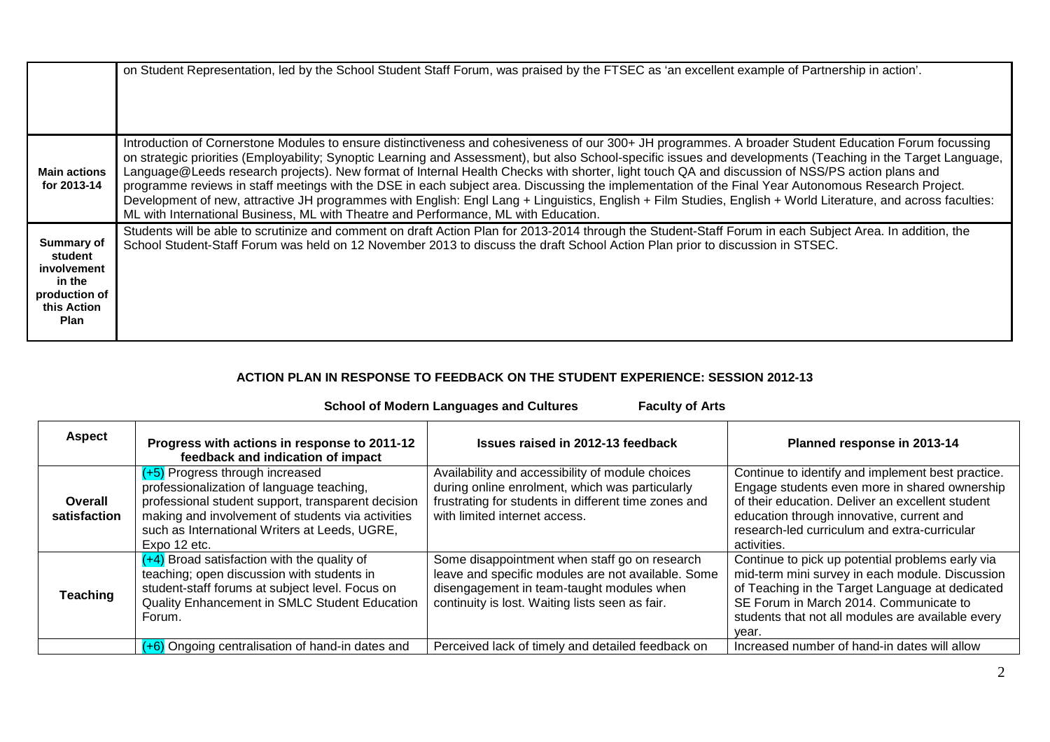| | |
|---|---|
| | on Student Representation, led by the School Student Staff Forum, was praised by the FTSEC as 'an excellent example of Partnership in action'. |
| **Main actions for 2013-14** | Introduction of Cornerstone Modules to ensure distinctiveness and cohesiveness of our 300+ JH programmes. A broader Student Education Forum focussing on strategic priorities (Employability; Synoptic Learning and Assessment), but also School-specific issues and developments (Teaching in the Target Language, Language@Leeds research projects). New format of Internal Health Checks with shorter, light touch QA and discussion of NSS/PS action plans and programme reviews in staff meetings with the DSE in each subject area. Discussing the implementation of the Final Year Autonomous Research Project. Development of new, attractive JH programmes with English: Engl Lang + Linguistics, English + Film Studies, English + World Literature, and across faculties: ML with International Business, ML with Theatre and Performance, ML with Education. |
| **Summary of student involvement in the production of this Action Plan** | Students will be able to scrutinize and comment on draft Action Plan for 2013-2014 through the Student-Staff Forum in each Subject Area. In addition, the School Student-Staff Forum was held on 12 November 2013 to discuss the draft School Action Plan prior to discussion in STSEC. |

## ACTION PLAN IN RESPONSE TO FEEDBACK ON THE STUDENT EXPERIENCE: SESSION 2012-13

**School of Modern Languages and Cultures** **Faculty of Arts**

| Aspect | Progress with actions in response to 2011-12 feedback and indication of impact | Issues raised in 2012-13 feedback | Planned response in 2013-14 |
|---|---|---|---|
| **Overall satisfaction** | (+5) Progress through increased professionalization of language teaching, professional student support, transparent decision making and involvement of students via activities such as International Writers at Leeds, UGRE, Expo 12 etc. | Availability and accessibility of module choices during online enrolment, which was particularly frustrating for students in different time zones and with limited internet access. | Continue to identify and implement best practice. Engage students even more in shared ownership of their education. Deliver an excellent student education through innovative, current and research-led curriculum and extra-curricular activities. |
| **Teaching** | (+4) Broad satisfaction with the quality of teaching; open discussion with students in student-staff forums at subject level. Focus on Quality Enhancement in SMLC Student Education Forum. | Some disappointment when staff go on research leave and specific modules are not available. Some disengagement in team-taught modules when continuity is lost. Waiting lists seen as fair. | Continue to pick up potential problems early via mid-term mini survey in each module. Discussion of Teaching in the Target Language at dedicated SE Forum in March 2014. Communicate to students that not all modules are available every year. |
| | (+6) Ongoing centralisation of hand-in dates and | Perceived lack of timely and detailed feedback on | Increased number of hand-in dates will allow |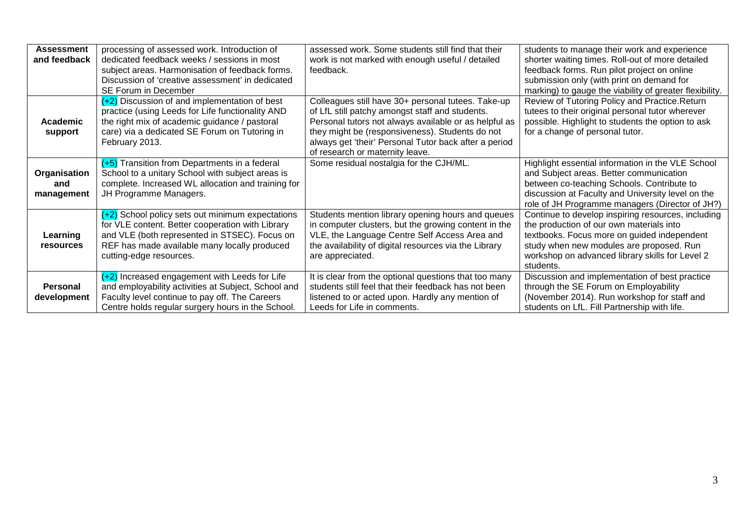| | | | |
|---|---|---|---|
| **Assessment and feedback** | processing of assessed work. Introduction of dedicated feedback weeks / sessions in most subject areas. Harmonisation of feedback forms. Discussion of 'creative assessment' in dedicated SE Forum in December | assessed work. Some students still find that their work is not marked with enough useful / detailed feedback. | students to manage their work and experience shorter waiting times. Roll-out of more detailed feedback forms. Run pilot project on online submission only (with print on demand for marking) to gauge the viability of greater flexibility. |
| **Academic support** | (+2) Discussion of and implementation of best practice (using Leeds for Life functionality AND the right mix of academic guidance / pastoral care) via a dedicated SE Forum on Tutoring in February 2013. | Colleagues still have 30+ personal tutees. Take-up of LfL still patchy amongst staff and students. Personal tutors not always available or as helpful as they might be (responsiveness). Students do not always get 'their' Personal Tutor back after a period of research or maternity leave. | Review of Tutoring Policy and Practice.Return tutees to their original personal tutor wherever possible. Highlight to students the option to ask for a change of personal tutor. |
| **Organisation and management** | (+5) Transition from Departments in a federal School to a unitary School with subject areas is complete. Increased WL allocation and training for JH Programme Managers. | Some residual nostalgia for the CJH/ML. | Highlight essential information in the VLE School and Subject areas. Better communication between co-teaching Schools. Contribute to discussion at Faculty and University level on the role of JH Programme managers (Director of JH?) |
| **Learning resources** | (+2) School policy sets out minimum expectations for VLE content. Better cooperation with Library and VLE (both represented in STSEC). Focus on REF has made available many locally produced cutting-edge resources. | Students mention library opening hours and queues in computer clusters, but the growing content in the VLE, the Language Centre Self Access Area and the availability of digital resources via the Library are appreciated. | Continue to develop inspiring resources, including the production of our own materials into textbooks. Focus more on guided independent study when new modules are proposed. Run workshop on advanced library skills for Level 2 students. |
| **Personal development** | (+2) Increased engagement with Leeds for Life and employability activities at Subject, School and Faculty level continue to pay off. The Careers Centre holds regular surgery hours in the School. | It is clear from the optional questions that too many students still feel that their feedback has not been listened to or acted upon. Hardly any mention of Leeds for Life in comments. | Discussion and implementation of best practice through the SE Forum on Employability (November 2014). Run workshop for staff and students on LfL. Fill Partnership with life. |